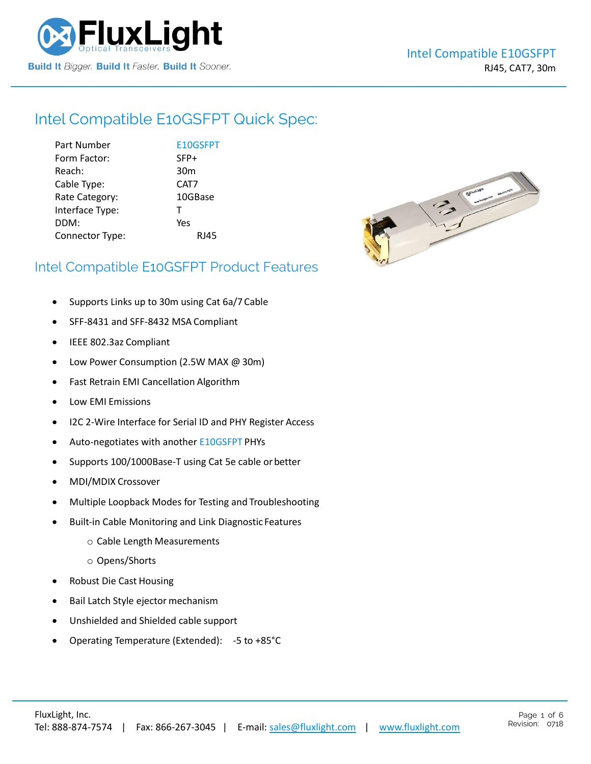# Intel Compatible E10GSFPT

RJ45, CAT7, 30m

## Intel Compatible E10GSFPT Quick Spec:

| | |
|---|---|
| Part Number | E10GSFPT |
| Form Factor: | SFP+ |
| Reach: | 30m |
| Cable Type: | CAT7 |
| Rate Category: | 10GBase |
| Interface Type: | T |
| DDM: | Yes |
| Connector Type: | RJ45 |

## Intel Compatible E10GSFPT Product Features

- Supports Links up to 30m using Cat 6a/7 Cable
- SFF-8431 and SFF-8432 MSA Compliant
- IEEE 802.3az Compliant
- Low Power Consumption (2.5W MAX @ 30m)
- Fast Retrain EMI Cancellation Algorithm
- Low EMI Emissions
- I2C 2-Wire Interface for Serial ID and PHY Register Access
- Auto-negotiates with another E10GSFPT PHYs
- Supports 100/1000Base-T using Cat 5e cable or better
- MDI/MDIX Crossover
- Multiple Loopback Modes for Testing and Troubleshooting
- Built-in Cable Monitoring and Link Diagnostic Features
  - Cable Length Measurements
  - Opens/Shorts
- Robust Die Cast Housing
- Bail Latch Style ejector mechanism
- Unshielded and Shielded cable support
- Operating Temperature (Extended): -5 to +85°C

FluxLight, Inc.
Tel: 888-874-7574 | Fax: 866-267-3045 | E-mail: sales@fluxlight.com | www.fluxlight.com

Revision: 0718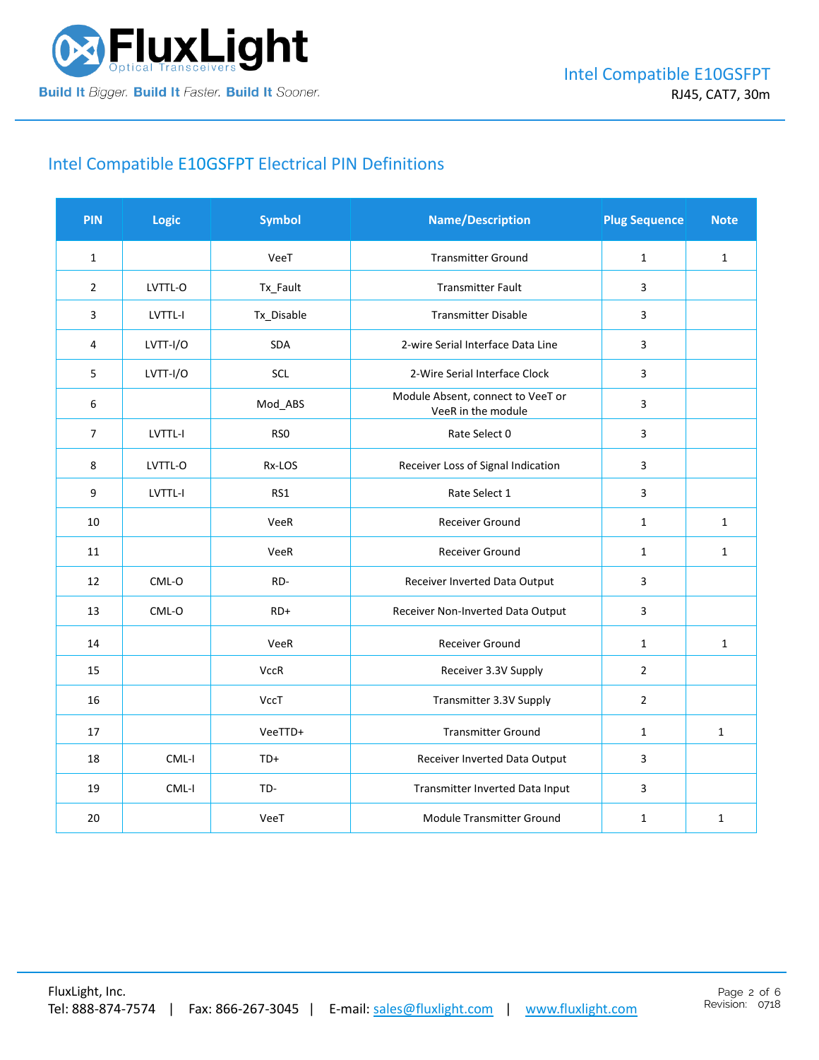## Intel Compatible E10GSFPT Electrical PIN Definitions

| PIN | Logic | Symbol | Name/Description | Plug Sequence | Note |
|---|---|---|---|---|---|
| 1 | | VeeT | Transmitter Ground | 1 | 1 |
| 2 | LVTTL-O | Tx_Fault | Transmitter Fault | 3 | |
| 3 | LVTTL-I | Tx_Disable | Transmitter Disable | 3 | |
| 4 | LVTT-I/O | SDA | 2-wire Serial Interface Data Line | 3 | |
| 5 | LVTT-I/O | SCL | 2-Wire Serial Interface Clock | 3 | |
| 6 | | Mod_ABS | Module Absent, connect to VeeT or VeeR in the module | 3 | |
| 7 | LVTTL-I | RS0 | Rate Select 0 | 3 | |
| 8 | LVTTL-O | Rx-LOS | Receiver Loss of Signal Indication | 3 | |
| 9 | LVTTL-I | RS1 | Rate Select 1 | 3 | |
| 10 | | VeeR | Receiver Ground | 1 | 1 |
| 11 | | VeeR | Receiver Ground | 1 | 1 |
| 12 | CML-O | RD- | Receiver Inverted Data Output | 3 | |
| 13 | CML-O | RD+ | Receiver Non-Inverted Data Output | 3 | |
| 14 | | VeeR | Receiver Ground | 1 | 1 |
| 15 | | VccR | Receiver 3.3V Supply | 2 | |
| 16 | | VccT | Transmitter 3.3V Supply | 2 | |
| 17 | | VeeTTD+ | Transmitter Ground | 1 | 1 |
| 18 | CML-I | TD+ | Receiver Inverted Data Output | 3 | |
| 19 | CML-I | TD- | Transmitter Inverted Data Input | 3 | |
| 20 | | VeeT | Module Transmitter Ground | 1 | 1 |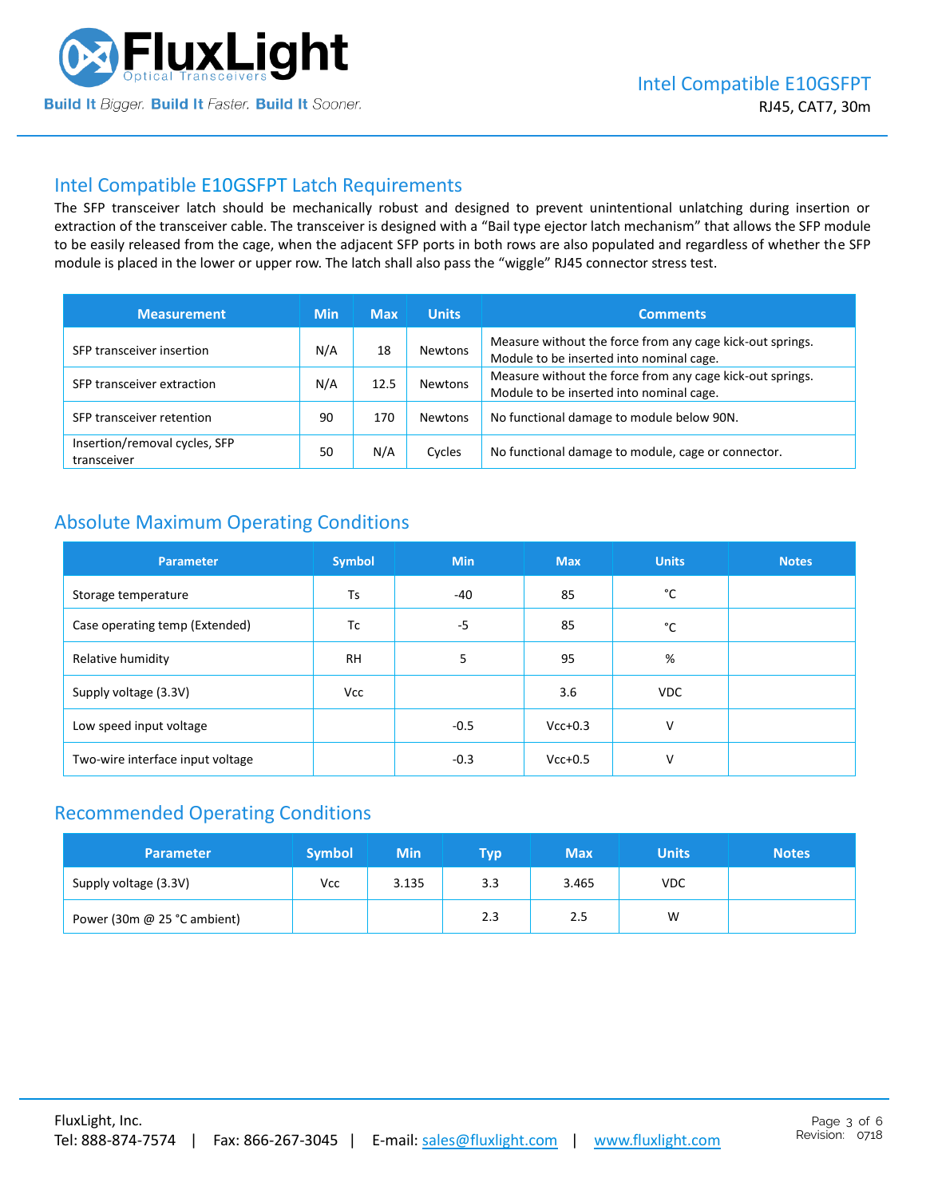## Intel Compatible E10GSFPT Latch Requirements

The SFP transceiver latch should be mechanically robust and designed to prevent unintentional unlatching during insertion or extraction of the transceiver cable. The transceiver is designed with a "Bail type ejector latch mechanism" that allows the SFP module to be easily released from the cage, when the adjacent SFP ports in both rows are also populated and regardless of whether the SFP module is placed in the lower or upper row. The latch shall also pass the "wiggle" RJ45 connector stress test.

| Measurement | Min | Max | Units | Comments |
|---|---|---|---|---|
| SFP transceiver insertion | N/A | 18 | Newtons | Measure without the force from any cage kick-out springs. Module to be inserted into nominal cage. |
| SFP transceiver extraction | N/A | 12.5 | Newtons | Measure without the force from any cage kick-out springs. Module to be inserted into nominal cage. |
| SFP transceiver retention | 90 | 170 | Newtons | No functional damage to module below 90N. |
| Insertion/removal cycles, SFP transceiver | 50 | N/A | Cycles | No functional damage to module, cage or connector. |

## Absolute Maximum Operating Conditions

| Parameter | Symbol | Min | Max | Units | Notes |
|---|---|---|---|---|---|
| Storage temperature | Ts | -40 | 85 | °C | |
| Case operating temp (Extended) | Tc | -5 | 85 | °C | |
| Relative humidity | RH | 5 | 95 | % | |
| Supply voltage (3.3V) | Vcc | | 3.6 | VDC | |
| Low speed input voltage | | -0.5 | Vcc+0.3 | V | |
| Two-wire interface input voltage | | -0.3 | Vcc+0.5 | V | |

## Recommended Operating Conditions

| Parameter | Symbol | Min | Typ | Max | Units | Notes |
|---|---|---|---|---|---|---|
| Supply voltage (3.3V) | Vcc | 3.135 | 3.3 | 3.465 | VDC | |
| Power (30m @ 25 °C ambient) | | | 2.3 | 2.5 | W | |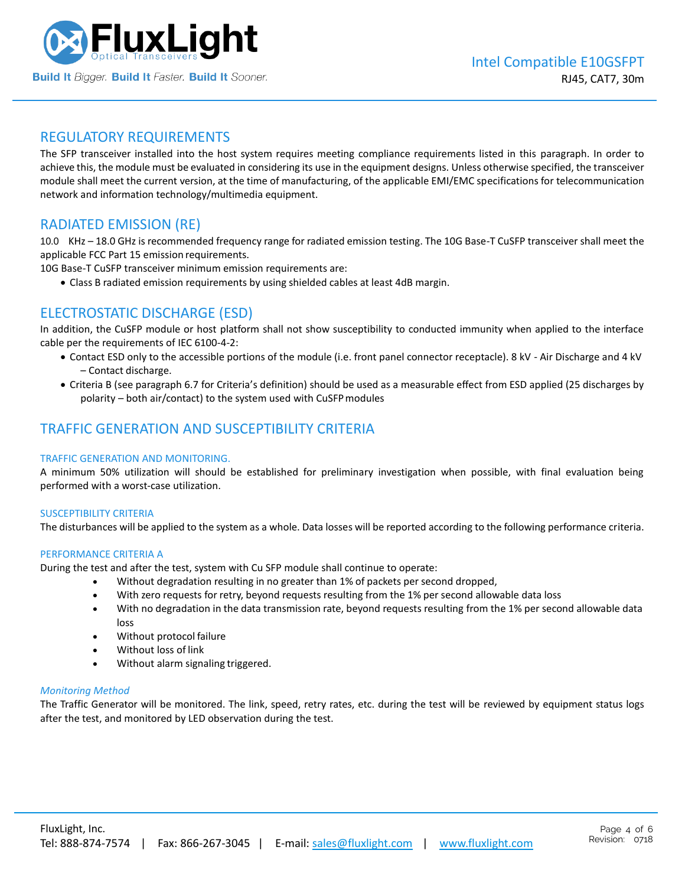## REGULATORY REQUIREMENTS

The SFP transceiver installed into the host system requires meeting compliance requirements listed in this paragraph. In order to achieve this, the module must be evaluated in considering its use in the equipment designs. Unless otherwise specified, the transceiver module shall meet the current version, at the time of manufacturing, of the applicable EMI/EMC specifications for telecommunication network and information technology/multimedia equipment.

## RADIATED EMISSION (RE)

10.0 KHz – 18.0 GHz is recommended frequency range for radiated emission testing. The 10G Base-T CuSFP transceiver shall meet the applicable FCC Part 15 emission requirements.

10G Base-T CuSFP transceiver minimum emission requirements are:

- Class B radiated emission requirements by using shielded cables at least 4dB margin.

## ELECTROSTATIC DISCHARGE (ESD)

In addition, the CuSFP module or host platform shall not show susceptibility to conducted immunity when applied to the interface cable per the requirements of IEC 6100-4-2:

- Contact ESD only to the accessible portions of the module (i.e. front panel connector receptacle). 8 kV - Air Discharge and 4 kV – Contact discharge.
- Criteria B (see paragraph 6.7 for Criteria's definition) should be used as a measurable effect from ESD applied (25 discharges by polarity – both air/contact) to the system used with CuSFP modules

## TRAFFIC GENERATION AND SUSCEPTIBILITY CRITERIA

### TRAFFIC GENERATION AND MONITORING.

A minimum 50% utilization will should be established for preliminary investigation when possible, with final evaluation being performed with a worst-case utilization.

### SUSCEPTIBILITY CRITERIA

The disturbances will be applied to the system as a whole. Data losses will be reported according to the following performance criteria.

### PERFORMANCE CRITERIA A

During the test and after the test, system with Cu SFP module shall continue to operate:

- Without degradation resulting in no greater than 1% of packets per second dropped,
- With zero requests for retry, beyond requests resulting from the 1% per second allowable data loss
- With no degradation in the data transmission rate, beyond requests resulting from the 1% per second allowable data loss
- Without protocol failure
- Without loss of link
- Without alarm signaling triggered.

#### *Monitoring Method*

The Traffic Generator will be monitored. The link, speed, retry rates, etc. during the test will be reviewed by equipment status logs after the test, and monitored by LED observation during the test.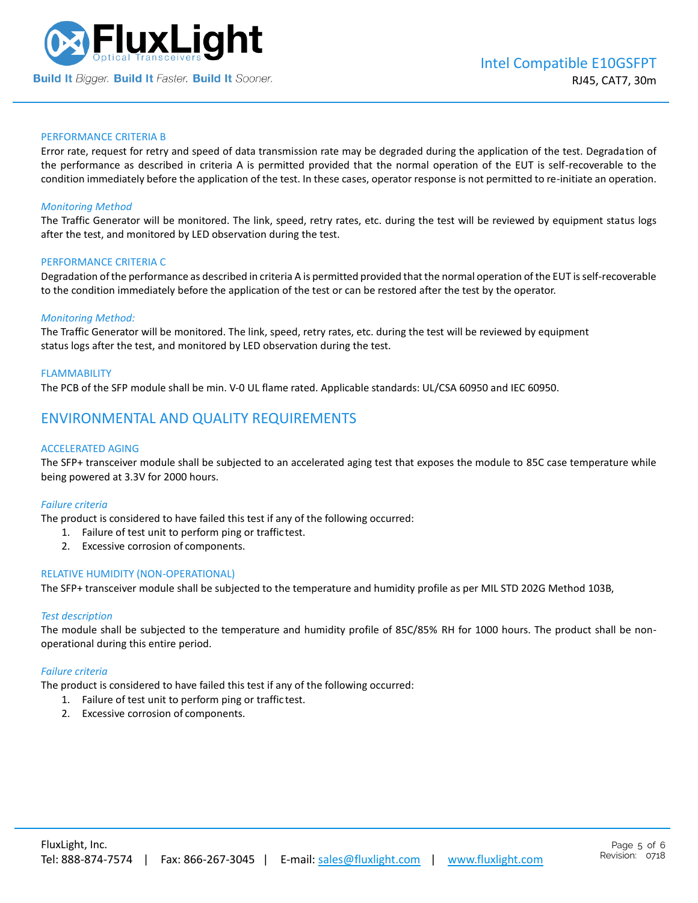### PERFORMANCE CRITERIA B

Error rate, request for retry and speed of data transmission rate may be degraded during the application of the test. Degradation of the performance as described in criteria A is permitted provided that the normal operation of the EUT is self-recoverable to the condition immediately before the application of the test. In these cases, operator response is not permitted to re-initiate an operation.

*Monitoring Method*

The Traffic Generator will be monitored. The link, speed, retry rates, etc. during the test will be reviewed by equipment status logs after the test, and monitored by LED observation during the test.

### PERFORMANCE CRITERIA C

Degradation of the performance as described in criteria A is permitted provided that the normal operation of the EUT is self-recoverable to the condition immediately before the application of the test or can be restored after the test by the operator.

*Monitoring Method:*

The Traffic Generator will be monitored. The link, speed, retry rates, etc. during the test will be reviewed by equipment status logs after the test, and monitored by LED observation during the test.

### FLAMMABILITY

The PCB of the SFP module shall be min. V-0 UL flame rated. Applicable standards: UL/CSA 60950 and IEC 60950.

## ENVIRONMENTAL AND QUALITY REQUIREMENTS

### ACCELERATED AGING

The SFP+ transceiver module shall be subjected to an accelerated aging test that exposes the module to 85C case temperature while being powered at 3.3V for 2000 hours.

*Failure criteria*

The product is considered to have failed this test if any of the following occurred:

1. Failure of test unit to perform ping or traffic test.
2. Excessive corrosion of components.

### RELATIVE HUMIDITY (NON-OPERATIONAL)

The SFP+ transceiver module shall be subjected to the temperature and humidity profile as per MIL STD 202G Method 103B,

*Test description*

The module shall be subjected to the temperature and humidity profile of 85C/85% RH for 1000 hours. The product shall be non-operational during this entire period.

*Failure criteria*

The product is considered to have failed this test if any of the following occurred:

1. Failure of test unit to perform ping or traffic test.
2. Excessive corrosion of components.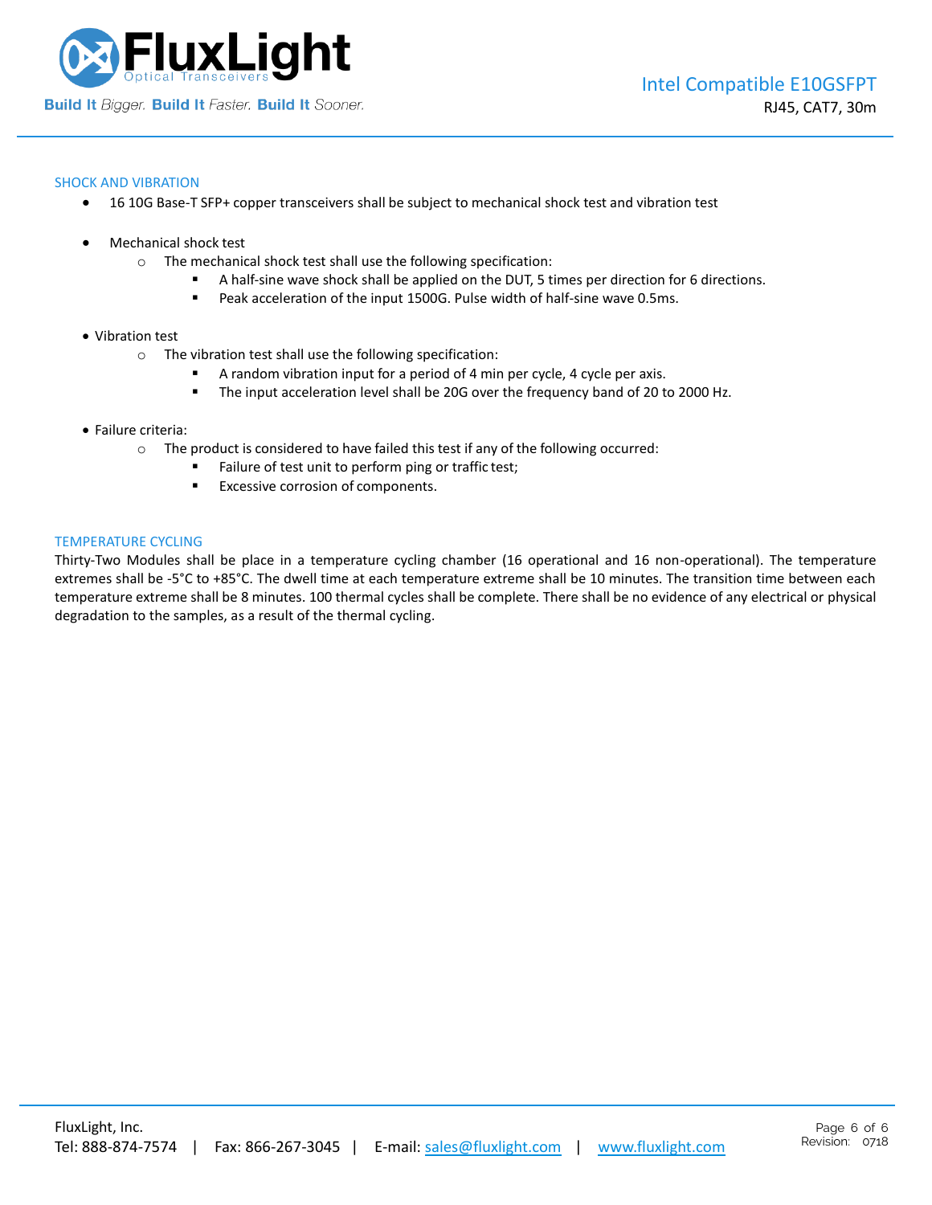## SHOCK AND VIBRATION

- 16 10G Base-T SFP+ copper transceivers shall be subject to mechanical shock test and vibration test

- Mechanical shock test
  - The mechanical shock test shall use the following specification:
    - A half-sine wave shock shall be applied on the DUT, 5 times per direction for 6 directions.
    - Peak acceleration of the input 1500G. Pulse width of half-sine wave 0.5ms.

- Vibration test
  - The vibration test shall use the following specification:
    - A random vibration input for a period of 4 min per cycle, 4 cycle per axis.
    - The input acceleration level shall be 20G over the frequency band of 20 to 2000 Hz.

- Failure criteria:
  - The product is considered to have failed this test if any of the following occurred:
    - Failure of test unit to perform ping or traffic test;
    - Excessive corrosion of components.

## TEMPERATURE CYCLING

Thirty-Two Modules shall be place in a temperature cycling chamber (16 operational and 16 non-operational). The temperature extremes shall be -5°C to +85°C. The dwell time at each temperature extreme shall be 10 minutes. The transition time between each temperature extreme shall be 8 minutes. 100 thermal cycles shall be complete. There shall be no evidence of any electrical or physical degradation to the samples, as a result of the thermal cycling.